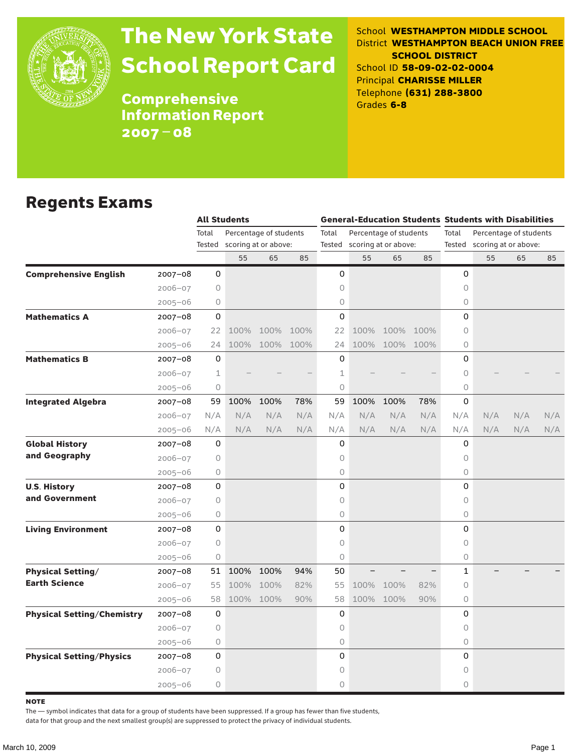# The New York State School Report Card

## Comprehensive Information Report 2007 – 08

School **WESTHAMPTON MIDDLE SCHOOL**
District **WESTHAMPTON BEACH UNION FREE SCHOOL DISTRICT**
School ID **58-09-02-02-0004**
Principal **CHARISSE MILLER**
Telephone **(631) 288-3800**
Grades **6-8**

## Regents Exams

| | | All Students | | | | General-Education Students | | | | Students with Disabilities | | | |
|---|---|---|---|---|---|---|---|---|---|---|---|---|---|
| | | Total Tested | Percentage of students scoring at or above: | | | Total Tested | Percentage of students scoring at or above: | | | Total Tested | Percentage of students scoring at or above: | | |
| | | | 55 | 65 | 85 | | 55 | 65 | 85 | | 55 | 65 | 85 |
| **Comprehensive English** | 2007–08 | 0 | | | | 0 | | | | 0 | | | |
| | 2006–07 | 0 | | | | 0 | | | | 0 | | | |
| | 2005–06 | 0 | | | | 0 | | | | 0 | | | |
| **Mathematics A** | 2007–08 | 0 | | | | 0 | | | | 0 | | | |
| | 2006–07 | 22 | 100% | 100% | 100% | 22 | 100% | 100% | 100% | 0 | | | |
| | 2005–06 | 24 | 100% | 100% | 100% | 24 | 100% | 100% | 100% | 0 | | | |
| **Mathematics B** | 2007–08 | 0 | | | | 0 | | | | 0 | | | |
| | 2006–07 | 1 | – | – | – | 1 | – | – | – | 0 | – | – | – |
| | 2005–06 | 0 | | | | 0 | | | | 0 | | | |
| **Integrated Algebra** | 2007–08 | 59 | 100% | 100% | 78% | 59 | 100% | 100% | 78% | 0 | | | |
| | 2006–07 | N/A | N/A | N/A | N/A | N/A | N/A | N/A | N/A | N/A | N/A | N/A | N/A |
| | 2005–06 | N/A | N/A | N/A | N/A | N/A | N/A | N/A | N/A | N/A | N/A | N/A | N/A |
| **Global History and Geography** | 2007–08 | 0 | | | | 0 | | | | 0 | | | |
| | 2006–07 | 0 | | | | 0 | | | | 0 | | | |
| | 2005–06 | 0 | | | | 0 | | | | 0 | | | |
| **U.S. History and Government** | 2007–08 | 0 | | | | 0 | | | | 0 | | | |
| | 2006–07 | 0 | | | | 0 | | | | 0 | | | |
| | 2005–06 | 0 | | | | 0 | | | | 0 | | | |
| **Living Environment** | 2007–08 | 0 | | | | 0 | | | | 0 | | | |
| | 2006–07 | 0 | | | | 0 | | | | 0 | | | |
| | 2005–06 | 0 | | | | 0 | | | | 0 | | | |
| **Physical Setting/ Earth Science** | 2007–08 | 51 | 100% | 100% | 94% | 50 | – | – | – | 1 | – | – | – |
| | 2006–07 | 55 | 100% | 100% | 82% | 55 | 100% | 100% | 82% | 0 | | | |
| | 2005–06 | 58 | 100% | 100% | 90% | 58 | 100% | 100% | 90% | 0 | | | |
| **Physical Setting/Chemistry** | 2007–08 | 0 | | | | 0 | | | | 0 | | | |
| | 2006–07 | 0 | | | | 0 | | | | 0 | | | |
| | 2005–06 | 0 | | | | 0 | | | | 0 | | | |
| **Physical Setting/Physics** | 2007–08 | 0 | | | | 0 | | | | 0 | | | |
| | 2006–07 | 0 | | | | 0 | | | | 0 | | | |
| | 2005–06 | 0 | | | | 0 | | | | 0 | | | |

**NOTE**

The — symbol indicates that data for a group of students have been suppressed. If a group has fewer than five students, data for that group and the next smallest group(s) are suppressed to protect the privacy of individual students.

March 10, 2009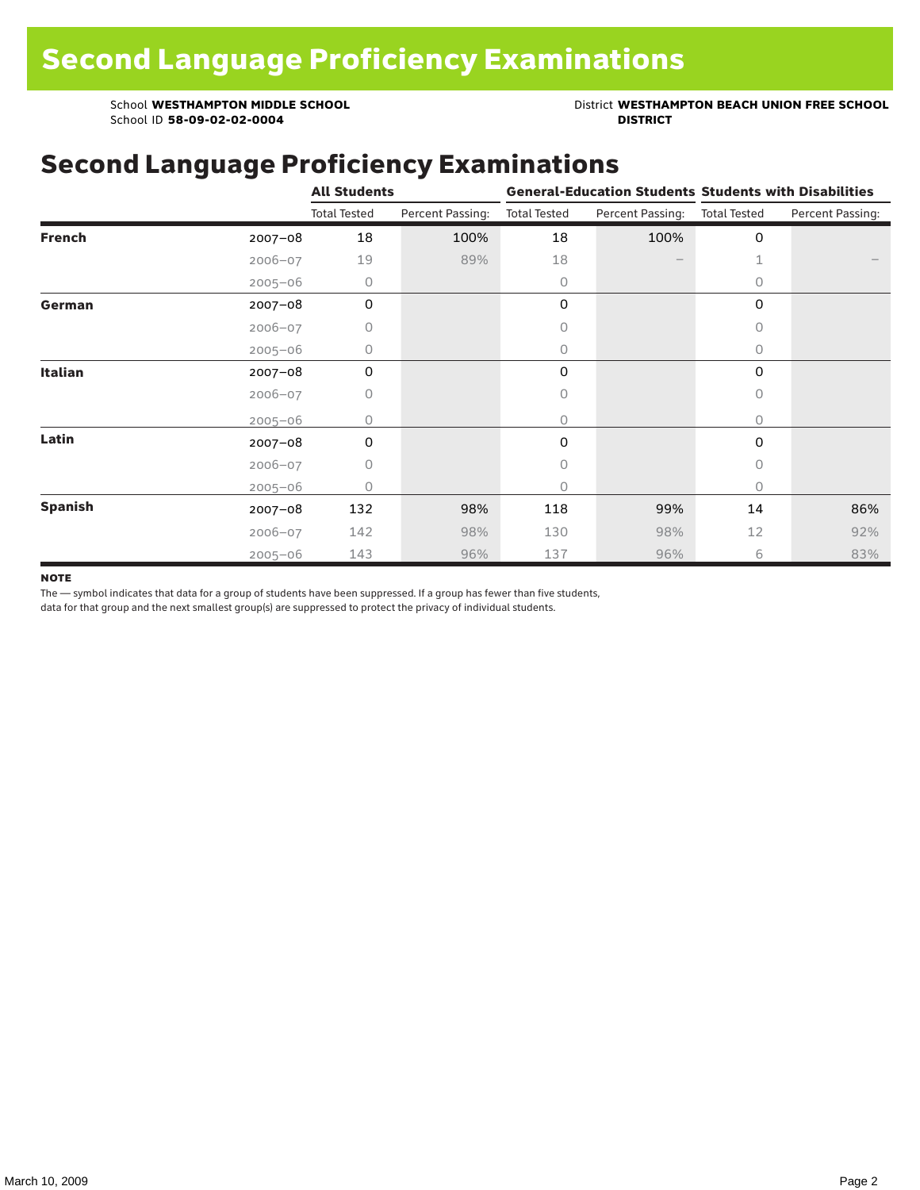# Second Language Proficiency Examinations

School **WESTHAMPTON MIDDLE SCHOOL**
School ID **58-09-02-02-0004**

District **WESTHAMPTON BEACH UNION FREE SCHOOL DISTRICT**

## Second Language Proficiency Examinations

| | | All Students | | General-Education Students | | Students with Disabilities | |
|---|---|---|---|---|---|---|---|
| | | Total Tested | Percent Passing: | Total Tested | Percent Passing: | Total Tested | Percent Passing: |
| **French** | 2007–08 | 18 | 100% | 18 | 100% | 0 | |
| | 2006–07 | 19 | 89% | 18 | – | 1 | – |
| | 2005–06 | 0 | | 0 | | 0 | |
| **German** | 2007–08 | 0 | | 0 | | 0 | |
| | 2006–07 | 0 | | 0 | | 0 | |
| | 2005–06 | 0 | | 0 | | 0 | |
| **Italian** | 2007–08 | 0 | | 0 | | 0 | |
| | 2006–07 | 0 | | 0 | | 0 | |
| | 2005–06 | 0 | | 0 | | 0 | |
| **Latin** | 2007–08 | 0 | | 0 | | 0 | |
| | 2006–07 | 0 | | 0 | | 0 | |
| | 2005–06 | 0 | | 0 | | 0 | |
| **Spanish** | 2007–08 | 132 | 98% | 118 | 99% | 14 | 86% |
| | 2006–07 | 142 | 98% | 130 | 98% | 12 | 92% |
| | 2005–06 | 143 | 96% | 137 | 96% | 6 | 83% |

**NOTE**

The — symbol indicates that data for a group of students have been suppressed. If a group has fewer than five students, data for that group and the next smallest group(s) are suppressed to protect the privacy of individual students.

March 10, 2009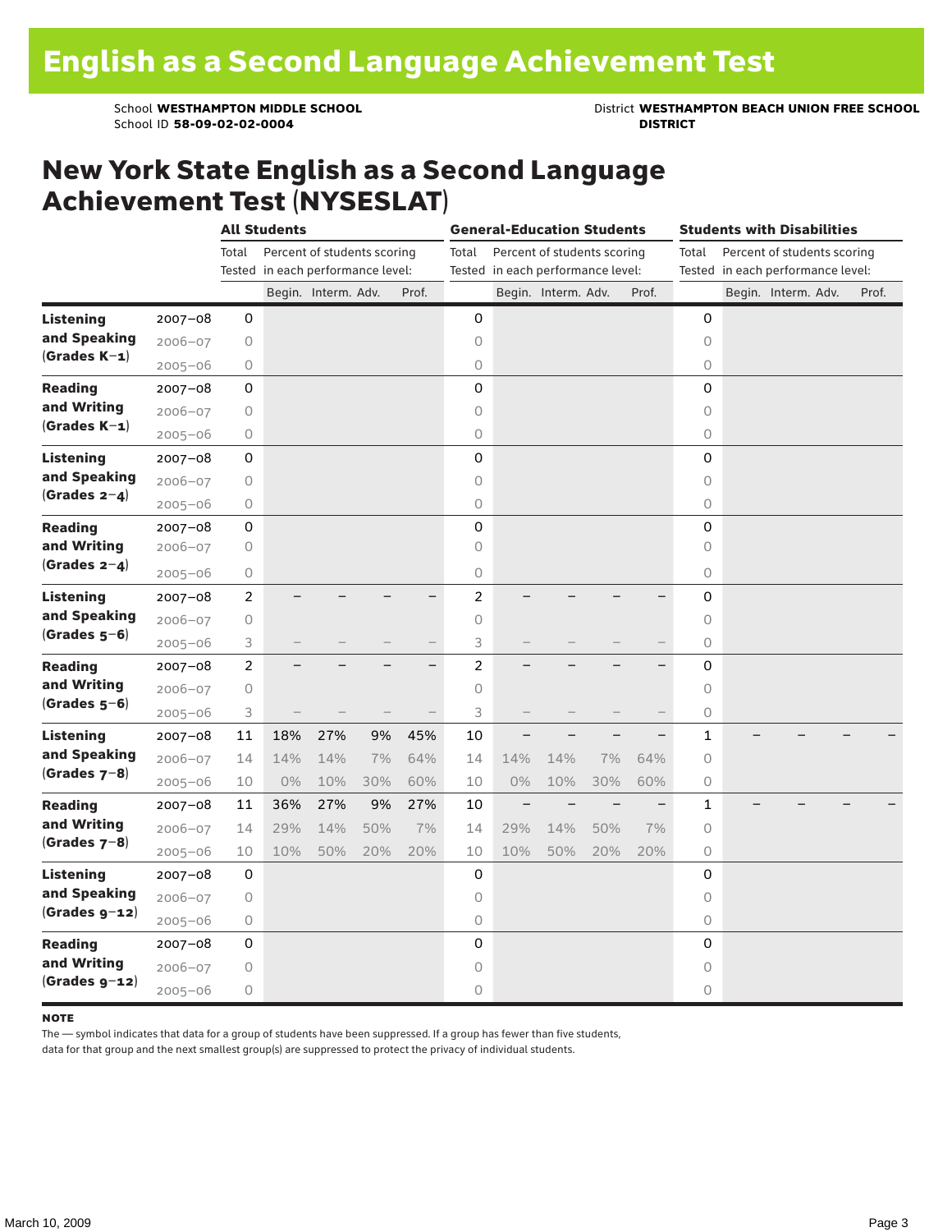# English as a Second Language Achievement Test

School **WESTHAMPTON MIDDLE SCHOOL**
School ID **58-09-02-02-0004**

District **WESTHAMPTON BEACH UNION FREE SCHOOL DISTRICT**

## New York State English as a Second Language Achievement Test (NYSESLAT)

| | | All Students | | | | | General-Education Students | | | | | Students with Disabilities | | | | |
|---|---|---|---|---|---|---|---|---|---|---|---|---|---|---|---|---|
| | | Total Tested | Percent of students scoring in each performance level: | | | | Total Tested | Percent of students scoring in each performance level: | | | | Total Tested | Percent of students scoring in each performance level: | | | |
| | | | Begin. | Interm. | Adv. | Prof. | | Begin. | Interm. | Adv. | Prof. | | Begin. | Interm. | Adv. | Prof. |
| **Listening and Speaking (Grades K–1)** | 2007–08 | 0 | | | | | 0 | | | | | 0 | | | | |
| | 2006–07 | 0 | | | | | 0 | | | | | 0 | | | | |
| | 2005–06 | 0 | | | | | 0 | | | | | 0 | | | | |
| **Reading and Writing (Grades K–1)** | 2007–08 | 0 | | | | | 0 | | | | | 0 | | | | |
| | 2006–07 | 0 | | | | | 0 | | | | | 0 | | | | |
| | 2005–06 | 0 | | | | | 0 | | | | | 0 | | | | |
| **Listening and Speaking (Grades 2–4)** | 2007–08 | 0 | | | | | 0 | | | | | 0 | | | | |
| | 2006–07 | 0 | | | | | 0 | | | | | 0 | | | | |
| | 2005–06 | 0 | | | | | 0 | | | | | 0 | | | | |
| **Reading and Writing (Grades 2–4)** | 2007–08 | 0 | | | | | 0 | | | | | 0 | | | | |
| | 2006–07 | 0 | | | | | 0 | | | | | 0 | | | | |
| | 2005–06 | 0 | | | | | 0 | | | | | 0 | | | | |
| **Listening and Speaking (Grades 5–6)** | 2007–08 | 2 | – | – | – | – | 2 | – | – | – | – | 0 | | | | |
| | 2006–07 | 0 | | | | | 0 | | | | | 0 | | | | |
| | 2005–06 | 3 | – | – | – | – | 3 | – | – | – | – | 0 | | | | |
| **Reading and Writing (Grades 5–6)** | 2007–08 | 2 | – | – | – | – | 2 | – | – | – | – | 0 | | | | |
| | 2006–07 | 0 | | | | | 0 | | | | | 0 | | | | |
| | 2005–06 | 3 | – | – | – | – | 3 | – | – | – | – | 0 | | | | |
| **Listening and Speaking (Grades 7–8)** | 2007–08 | 11 | 18% | 27% | 9% | 45% | 10 | – | – | – | – | 1 | – | – | – | – |
| | 2006–07 | 14 | 14% | 14% | 7% | 64% | 14 | 14% | 14% | 7% | 64% | 0 | | | | |
| | 2005–06 | 10 | 0% | 10% | 30% | 60% | 10 | 0% | 10% | 30% | 60% | 0 | | | | |
| **Reading and Writing (Grades 7–8)** | 2007–08 | 11 | 36% | 27% | 9% | 27% | 10 | – | – | – | – | 1 | – | – | – | – |
| | 2006–07 | 14 | 29% | 14% | 50% | 7% | 14 | 29% | 14% | 50% | 7% | 0 | | | | |
| | 2005–06 | 10 | 10% | 50% | 20% | 20% | 10 | 10% | 50% | 20% | 20% | 0 | | | | |
| **Listening and Speaking (Grades 9–12)** | 2007–08 | 0 | | | | | 0 | | | | | 0 | | | | |
| | 2006–07 | 0 | | | | | 0 | | | | | 0 | | | | |
| | 2005–06 | 0 | | | | | 0 | | | | | 0 | | | | |
| **Reading and Writing (Grades 9–12)** | 2007–08 | 0 | | | | | 0 | | | | | 0 | | | | |
| | 2006–07 | 0 | | | | | 0 | | | | | 0 | | | | |
| | 2005–06 | 0 | | | | | 0 | | | | | 0 | | | | |

**NOTE**

The — symbol indicates that data for a group of students have been suppressed. If a group has fewer than five students, data for that group and the next smallest group(s) are suppressed to protect the privacy of individual students.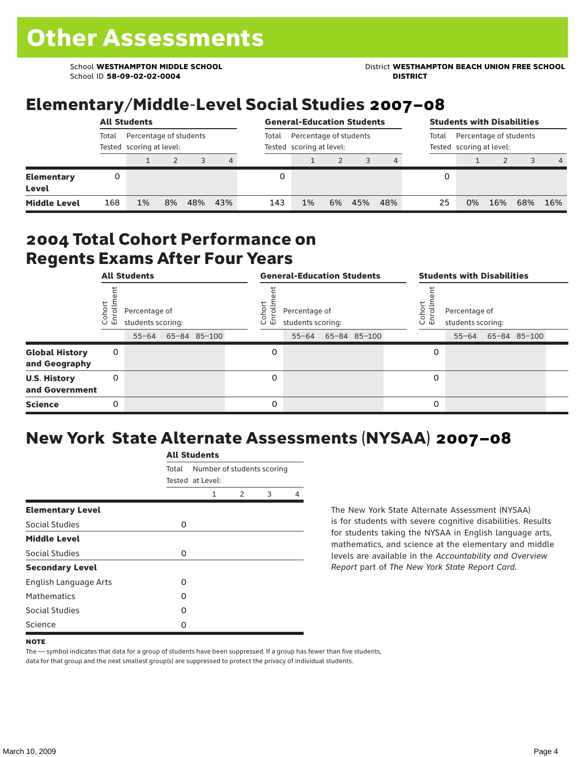// Other Assessments

School **WESTHAMPTON MIDDLE SCHOOL**
School ID **58-09-02-02-0004**

District **WESTHAMPTON BEACH UNION FREE SCHOOL DISTRICT**

## Elementary/Middle-Level Social Studies 2007–08

| | All Students | | | | | General-Education Students | | | | | Students with Disabilities | | | | |
|---|---|---|---|---|---|---|---|---|---|---|---|---|---|---|---|
| | Total Tested | Percentage of students scoring at level: | | | | Total Tested | Percentage of students scoring at level: | | | | Total Tested | Percentage of students scoring at level: | | | |
| | | 1 | 2 | 3 | 4 | | 1 | 2 | 3 | 4 | | 1 | 2 | 3 | 4 |
| **Elementary Level** | 0 | | | | | 0 | | | | | 0 | | | | |
| **Middle Level** | 168 | 1% | 8% | 48% | 43% | 143 | 1% | 6% | 45% | 48% | 25 | 0% | 16% | 68% | 16% |

## 2004 Total Cohort Performance on Regents Exams After Four Years

| | All Students | | | | General-Education Students | | | | Students with Disabilities | | | |
|---|---|---|---|---|---|---|---|---|---|---|---|---|
| | Cohort Enrollment | Percentage of students scoring: | | | Cohort Enrollment | Percentage of students scoring: | | | Cohort Enrollment | Percentage of students scoring: | | |
| | | 55–64 | 65–84 | 85–100 | | 55–64 | 65–84 | 85–100 | | 55–64 | 65–84 | 85–100 |
| **Global History and Geography** | 0 | | | | 0 | | | | 0 | | | |
| **U.S. History and Government** | 0 | | | | 0 | | | | 0 | | | |
| **Science** | 0 | | | | 0 | | | | 0 | | | |

## New York State Alternate Assessments (NYSAA) 2007–08

| | All Students | | | | |
|---|---|---|---|---|---|
| | Total Tested | Number of students scoring at Level: | | | |
| | | 1 | 2 | 3 | 4 |
| **Elementary Level** | | | | | |
| Social Studies | 0 | | | | |
| **Middle Level** | | | | | |
| Social Studies | 0 | | | | |
| **Secondary Level** | | | | | |
| English Language Arts | 0 | | | | |
| Mathematics | 0 | | | | |
| Social Studies | 0 | | | | |
| Science | 0 | | | | |

The New York State Alternate Assessment (NYSAA) is for students with severe cognitive disabilities. Results for students taking the NYSAA in English language arts, mathematics, and science at the elementary and middle levels are available in the *Accountability and Overview Report* part of *The New York State Report Card*.

**NOTE**

The — symbol indicates that data for a group of students have been suppressed. If a group has fewer than five students, data for that group and the next smallest group(s) are suppressed to protect the privacy of individual students.

March 10, 2009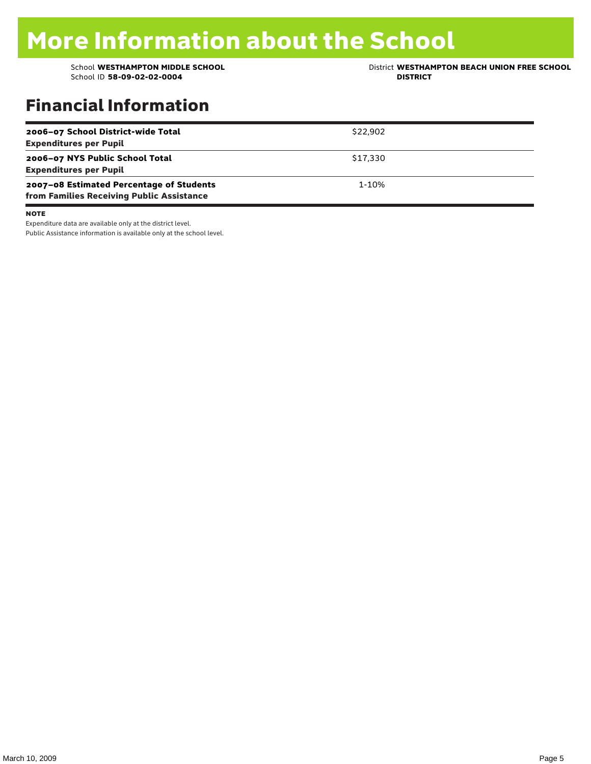# More Information about the School

School **WESTHAMPTON MIDDLE SCHOOL**
School ID **58-09-02-02-0004**

District **WESTHAMPTON BEACH UNION FREE SCHOOL DISTRICT**

## Financial Information

| | |
|---|---|
| **2006–07 School District-wide Total Expenditures per Pupil** | $22,902 |
| **2006–07 NYS Public School Total Expenditures per Pupil** | $17,330 |
| **2007–08 Estimated Percentage of Students from Families Receiving Public Assistance** | 1-10% |

**NOTE**

Expenditure data are available only at the district level.

Public Assistance information is available only at the school level.